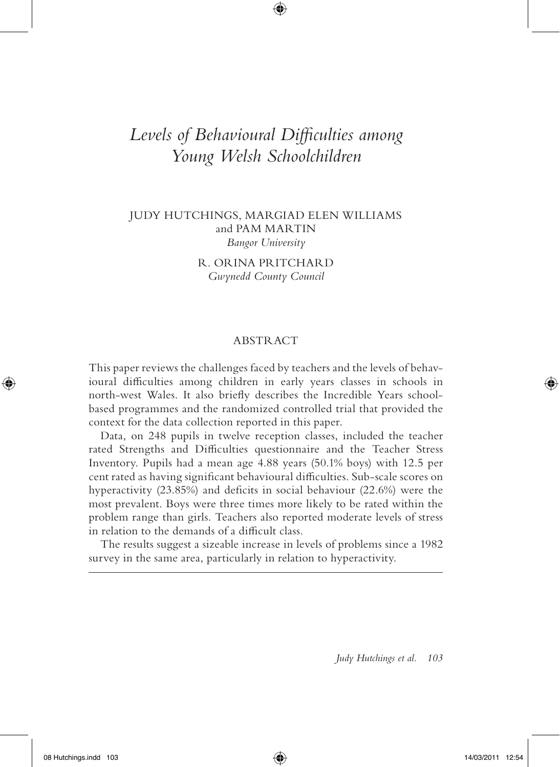# *Levels of Behavioural Difficulties among Young Welsh Schoolchildren*

JUDY HUTCHINGS, MARGIAD ELEN WILLIAMS and PAM MARTIN
*Bangor University*

R. ORINA PRITCHARD
*Gwynedd County Council*

## ABSTRACT

This paper reviews the challenges faced by teachers and the levels of behavioural difficulties among children in early years classes in schools in north-west Wales. It also briefly describes the Incredible Years school-based programmes and the randomized controlled trial that provided the context for the data collection reported in this paper.

Data, on 248 pupils in twelve reception classes, included the teacher rated Strengths and Difficulties questionnaire and the Teacher Stress Inventory. Pupils had a mean age 4.88 years (50.1% boys) with 12.5 per cent rated as having significant behavioural difficulties. Sub-scale scores on hyperactivity (23.85%) and deficits in social behaviour (22.6%) were the most prevalent. Boys were three times more likely to be rated within the problem range than girls. Teachers also reported moderate levels of stress in relation to the demands of a difficult class.

The results suggest a sizeable increase in levels of problems since a 1982 survey in the same area, particularly in relation to hyperactivity.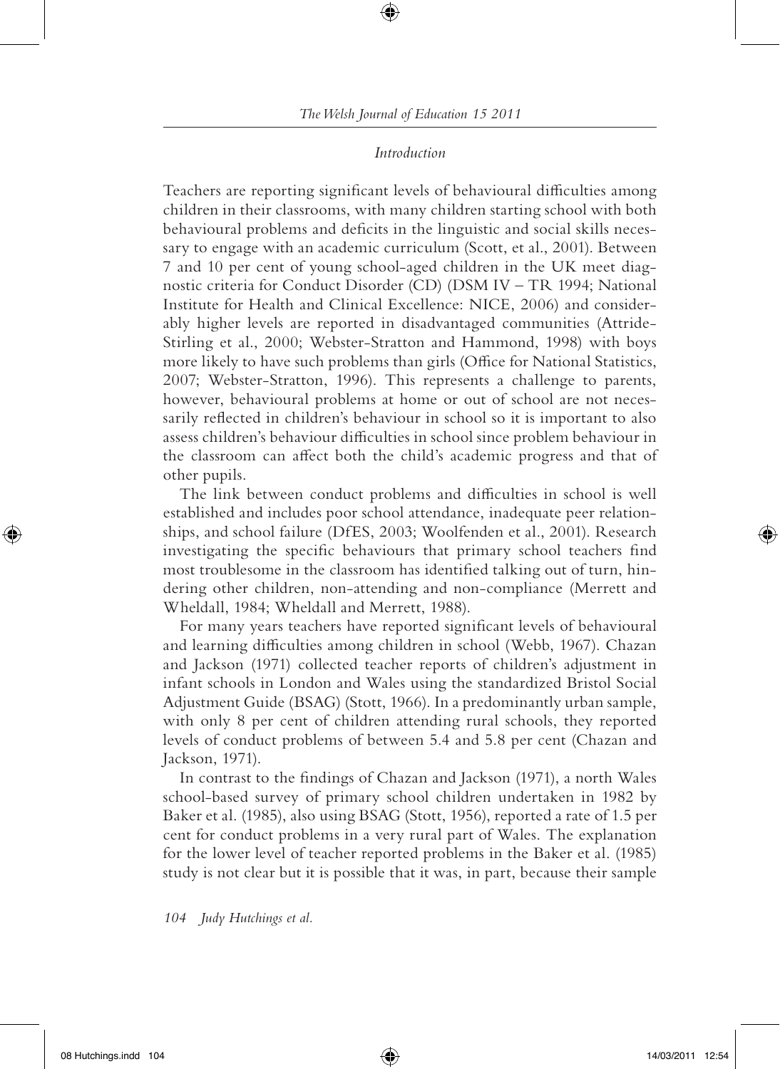## Introduction

Teachers are reporting significant levels of behavioural difficulties among children in their classrooms, with many children starting school with both behavioural problems and deficits in the linguistic and social skills necessary to engage with an academic curriculum (Scott, et al., 2001). Between 7 and 10 per cent of young school-aged children in the UK meet diagnostic criteria for Conduct Disorder (CD) (DSM IV – TR 1994; National Institute for Health and Clinical Excellence: NICE, 2006) and considerably higher levels are reported in disadvantaged communities (Attride-Stirling et al., 2000; Webster-Stratton and Hammond, 1998) with boys more likely to have such problems than girls (Office for National Statistics, 2007; Webster-Stratton, 1996). This represents a challenge to parents, however, behavioural problems at home or out of school are not necessarily reflected in children's behaviour in school so it is important to also assess children's behaviour difficulties in school since problem behaviour in the classroom can affect both the child's academic progress and that of other pupils.

The link between conduct problems and difficulties in school is well established and includes poor school attendance, inadequate peer relationships, and school failure (DfES, 2003; Woolfenden et al., 2001). Research investigating the specific behaviours that primary school teachers find most troublesome in the classroom has identified talking out of turn, hindering other children, non-attending and non-compliance (Merrett and Wheldall, 1984; Wheldall and Merrett, 1988).

For many years teachers have reported significant levels of behavioural and learning difficulties among children in school (Webb, 1967). Chazan and Jackson (1971) collected teacher reports of children's adjustment in infant schools in London and Wales using the standardized Bristol Social Adjustment Guide (BSAG) (Stott, 1966). In a predominantly urban sample, with only 8 per cent of children attending rural schools, they reported levels of conduct problems of between 5.4 and 5.8 per cent (Chazan and Jackson, 1971).

In contrast to the findings of Chazan and Jackson (1971), a north Wales school-based survey of primary school children undertaken in 1982 by Baker et al. (1985), also using BSAG (Stott, 1956), reported a rate of 1.5 per cent for conduct problems in a very rural part of Wales. The explanation for the lower level of teacher reported problems in the Baker et al. (1985) study is not clear but it is possible that it was, in part, because their sample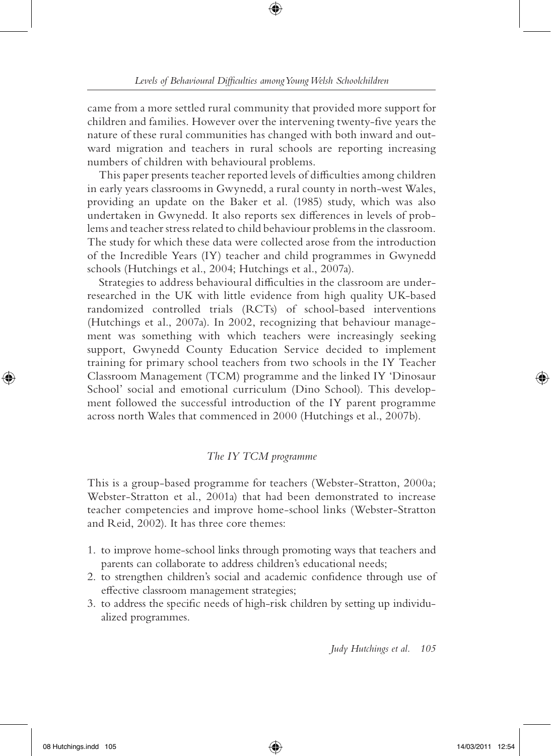came from a more settled rural community that provided more support for children and families. However over the intervening twenty-five years the nature of these rural communities has changed with both inward and outward migration and teachers in rural schools are reporting increasing numbers of children with behavioural problems.

This paper presents teacher reported levels of difficulties among children in early years classrooms in Gwynedd, a rural county in north-west Wales, providing an update on the Baker et al. (1985) study, which was also undertaken in Gwynedd. It also reports sex differences in levels of problems and teacher stress related to child behaviour problems in the classroom. The study for which these data were collected arose from the introduction of the Incredible Years (IY) teacher and child programmes in Gwynedd schools (Hutchings et al., 2004; Hutchings et al., 2007a).

Strategies to address behavioural difficulties in the classroom are under-researched in the UK with little evidence from high quality UK-based randomized controlled trials (RCTs) of school-based interventions (Hutchings et al., 2007a). In 2002, recognizing that behaviour management was something with which teachers were increasingly seeking support, Gwynedd County Education Service decided to implement training for primary school teachers from two schools in the IY Teacher Classroom Management (TCM) programme and the linked IY 'Dinosaur School' social and emotional curriculum (Dino School). This development followed the successful introduction of the IY parent programme across north Wales that commenced in 2000 (Hutchings et al., 2007b).

### *The IY TCM programme*

This is a group-based programme for teachers (Webster-Stratton, 2000a; Webster-Stratton et al., 2001a) that had been demonstrated to increase teacher competencies and improve home-school links (Webster-Stratton and Reid, 2002). It has three core themes:

1. to improve home-school links through promoting ways that teachers and parents can collaborate to address children's educational needs;
2. to strengthen children's social and academic confidence through use of effective classroom management strategies;
3. to address the specific needs of high-risk children by setting up individualized programmes.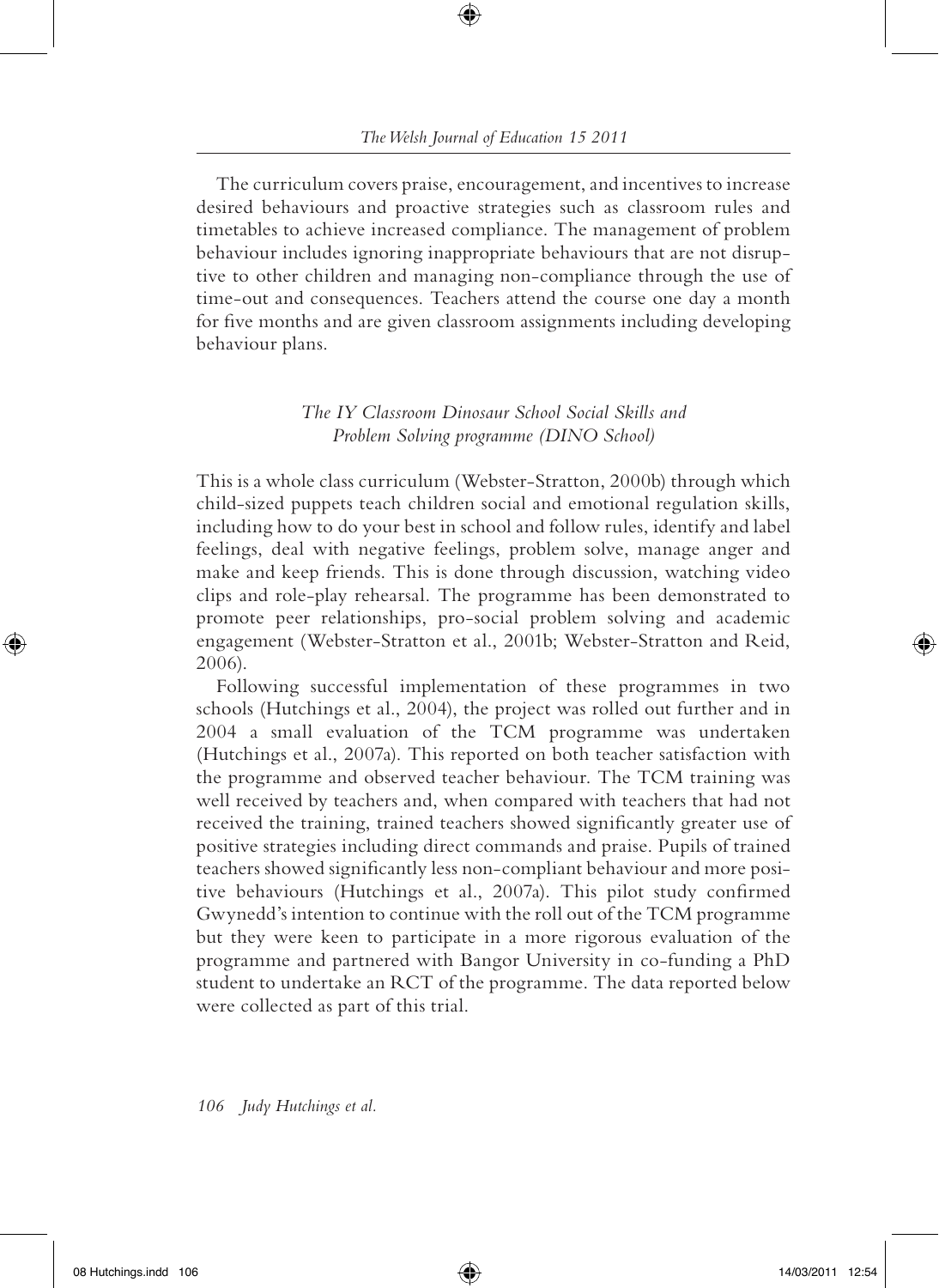The curriculum covers praise, encouragement, and incentives to increase desired behaviours and proactive strategies such as classroom rules and timetables to achieve increased compliance. The management of problem behaviour includes ignoring inappropriate behaviours that are not disruptive to other children and managing non-compliance through the use of time-out and consequences. Teachers attend the course one day a month for five months and are given classroom assignments including developing behaviour plans.

### *The IY Classroom Dinosaur School Social Skills and Problem Solving programme (DINO School)*

This is a whole class curriculum (Webster-Stratton, 2000b) through which child-sized puppets teach children social and emotional regulation skills, including how to do your best in school and follow rules, identify and label feelings, deal with negative feelings, problem solve, manage anger and make and keep friends. This is done through discussion, watching video clips and role-play rehearsal. The programme has been demonstrated to promote peer relationships, pro-social problem solving and academic engagement (Webster-Stratton et al., 2001b; Webster-Stratton and Reid, 2006).

Following successful implementation of these programmes in two schools (Hutchings et al., 2004), the project was rolled out further and in 2004 a small evaluation of the TCM programme was undertaken (Hutchings et al., 2007a). This reported on both teacher satisfaction with the programme and observed teacher behaviour. The TCM training was well received by teachers and, when compared with teachers that had not received the training, trained teachers showed significantly greater use of positive strategies including direct commands and praise. Pupils of trained teachers showed significantly less non-compliant behaviour and more positive behaviours (Hutchings et al., 2007a). This pilot study confirmed Gwynedd's intention to continue with the roll out of the TCM programme but they were keen to participate in a more rigorous evaluation of the programme and partnered with Bangor University in co-funding a PhD student to undertake an RCT of the programme. The data reported below were collected as part of this trial.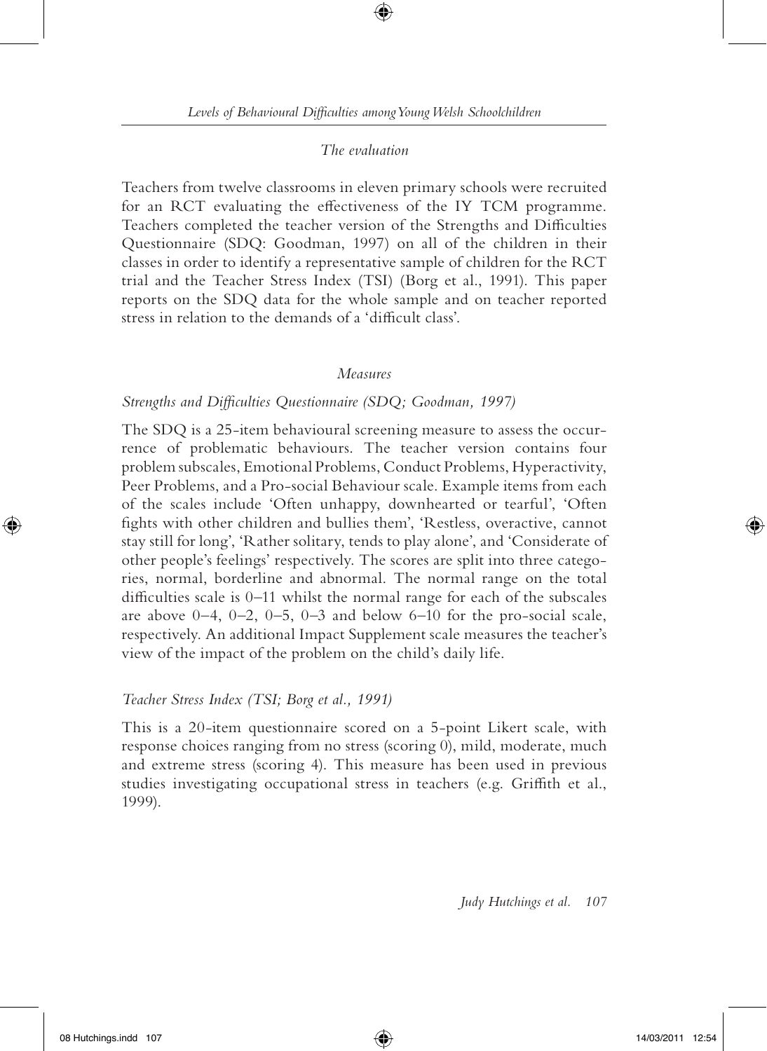### *The evaluation*

Teachers from twelve classrooms in eleven primary schools were recruited for an RCT evaluating the effectiveness of the IY TCM programme. Teachers completed the teacher version of the Strengths and Difficulties Questionnaire (SDQ: Goodman, 1997) on all of the children in their classes in order to identify a representative sample of children for the RCT trial and the Teacher Stress Index (TSI) (Borg et al., 1991). This paper reports on the SDQ data for the whole sample and on teacher reported stress in relation to the demands of a 'difficult class'.

### *Measures*

#### *Strengths and Difficulties Questionnaire (SDQ; Goodman, 1997)*

The SDQ is a 25-item behavioural screening measure to assess the occurrence of problematic behaviours. The teacher version contains four problem subscales, Emotional Problems, Conduct Problems, Hyperactivity, Peer Problems, and a Pro-social Behaviour scale. Example items from each of the scales include 'Often unhappy, downhearted or tearful', 'Often fights with other children and bullies them', 'Restless, overactive, cannot stay still for long', 'Rather solitary, tends to play alone', and 'Considerate of other people's feelings' respectively. The scores are split into three categories, normal, borderline and abnormal. The normal range on the total difficulties scale is 0–11 whilst the normal range for each of the subscales are above 0–4, 0–2, 0–5, 0–3 and below 6–10 for the pro-social scale, respectively. An additional Impact Supplement scale measures the teacher's view of the impact of the problem on the child's daily life.

#### *Teacher Stress Index (TSI; Borg et al., 1991)*

This is a 20-item questionnaire scored on a 5-point Likert scale, with response choices ranging from no stress (scoring 0), mild, moderate, much and extreme stress (scoring 4). This measure has been used in previous studies investigating occupational stress in teachers (e.g. Griffith et al., 1999).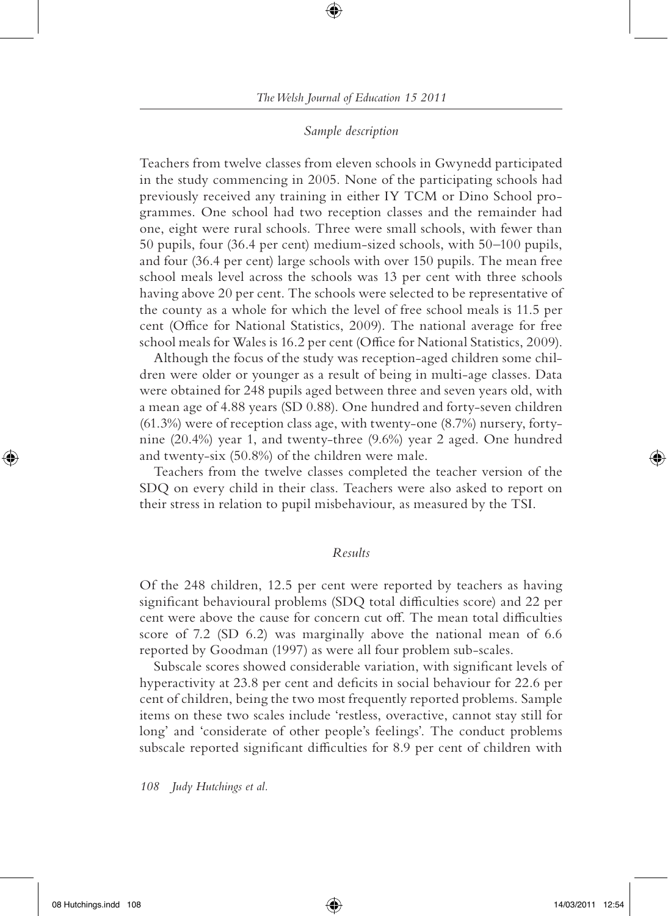### *Sample description*

Teachers from twelve classes from eleven schools in Gwynedd participated in the study commencing in 2005. None of the participating schools had previously received any training in either IY TCM or Dino School programmes. One school had two reception classes and the remainder had one, eight were rural schools. Three were small schools, with fewer than 50 pupils, four (36.4 per cent) medium-sized schools, with 50–100 pupils, and four (36.4 per cent) large schools with over 150 pupils. The mean free school meals level across the schools was 13 per cent with three schools having above 20 per cent. The schools were selected to be representative of the county as a whole for which the level of free school meals is 11.5 per cent (Office for National Statistics, 2009). The national average for free school meals for Wales is 16.2 per cent (Office for National Statistics, 2009).

Although the focus of the study was reception-aged children some children were older or younger as a result of being in multi-age classes. Data were obtained for 248 pupils aged between three and seven years old, with a mean age of 4.88 years (SD 0.88). One hundred and forty-seven children (61.3%) were of reception class age, with twenty-one (8.7%) nursery, forty-nine (20.4%) year 1, and twenty-three (9.6%) year 2 aged. One hundred and twenty-six (50.8%) of the children were male.

Teachers from the twelve classes completed the teacher version of the SDQ on every child in their class. Teachers were also asked to report on their stress in relation to pupil misbehaviour, as measured by the TSI.

### *Results*

Of the 248 children, 12.5 per cent were reported by teachers as having significant behavioural problems (SDQ total difficulties score) and 22 per cent were above the cause for concern cut off. The mean total difficulties score of 7.2 (SD 6.2) was marginally above the national mean of 6.6 reported by Goodman (1997) as were all four problem sub-scales.

Subscale scores showed considerable variation, with significant levels of hyperactivity at 23.8 per cent and deficits in social behaviour for 22.6 per cent of children, being the two most frequently reported problems. Sample items on these two scales include 'restless, overactive, cannot stay still for long' and 'considerate of other people's feelings'. The conduct problems subscale reported significant difficulties for 8.9 per cent of children with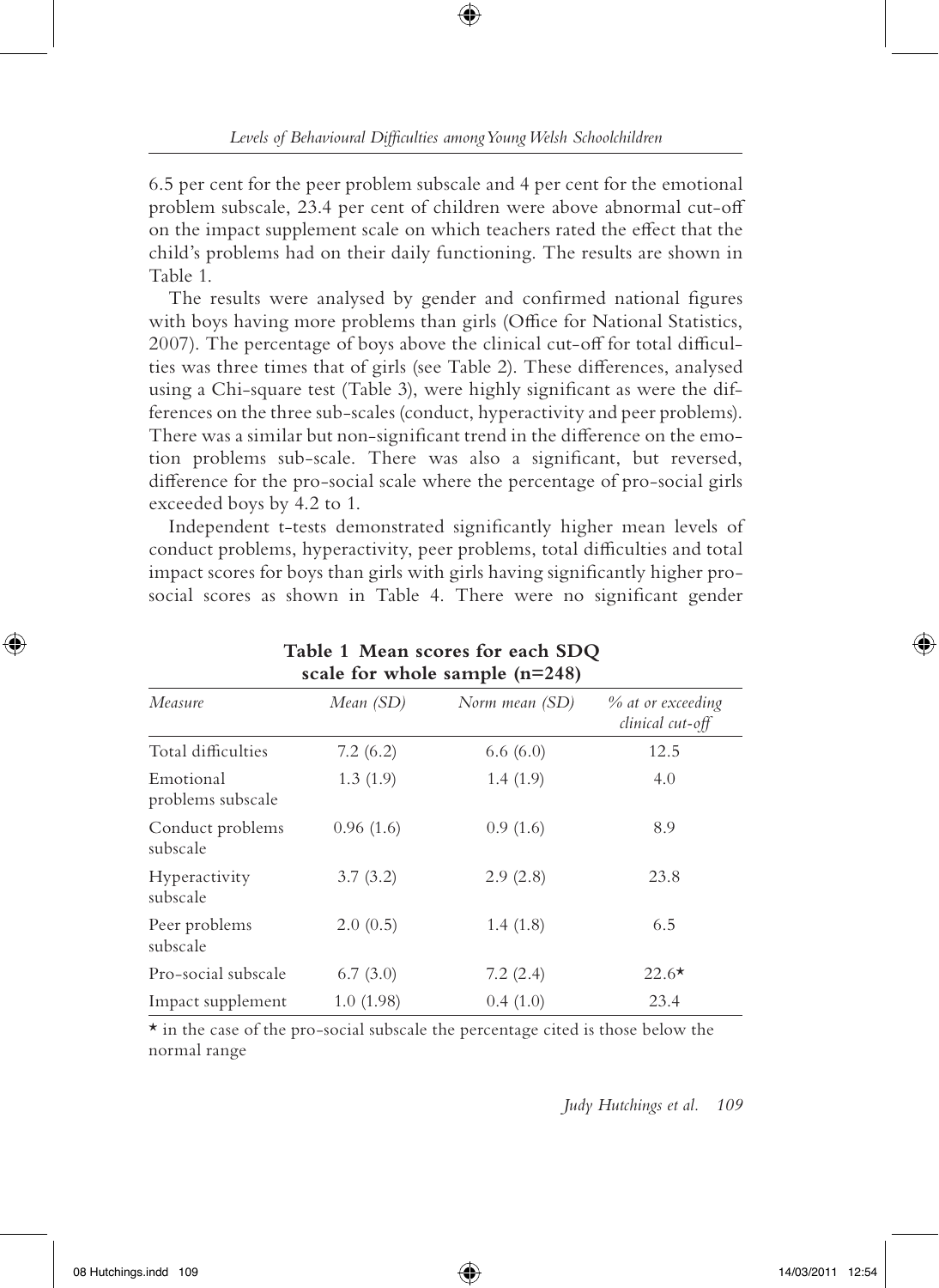6.5 per cent for the peer problem subscale and 4 per cent for the emotional problem subscale, 23.4 per cent of children were above abnormal cut-off on the impact supplement scale on which teachers rated the effect that the child's problems had on their daily functioning. The results are shown in Table 1.

The results were analysed by gender and confirmed national figures with boys having more problems than girls (Office for National Statistics, 2007). The percentage of boys above the clinical cut-off for total difficulties was three times that of girls (see Table 2). These differences, analysed using a Chi-square test (Table 3), were highly significant as were the differences on the three sub-scales (conduct, hyperactivity and peer problems). There was a similar but non-significant trend in the difference on the emotion problems sub-scale. There was also a significant, but reversed, difference for the pro-social scale where the percentage of pro-social girls exceeded boys by 4.2 to 1.

Independent t-tests demonstrated significantly higher mean levels of conduct problems, hyperactivity, peer problems, total difficulties and total impact scores for boys than girls with girls having significantly higher pro-social scores as shown in Table 4. There were no significant gender

**Table 1 Mean scores for each SDQ scale for whole sample (n=248)**

| *Measure* | *Mean (SD)* | *Norm mean (SD)* | *% at or exceeding clinical cut-off* |
|---|---|---|---|
| Total difficulties | 7.2 (6.2) | 6.6 (6.0) | 12.5 |
| Emotional problems subscale | 1.3 (1.9) | 1.4 (1.9) | 4.0 |
| Conduct problems subscale | 0.96 (1.6) | 0.9 (1.6) | 8.9 |
| Hyperactivity subscale | 3.7 (3.2) | 2.9 (2.8) | 23.8 |
| Peer problems subscale | 2.0 (0.5) | 1.4 (1.8) | 6.5 |
| Pro-social subscale | 6.7 (3.0) | 7.2 (2.4) | 22.6* |
| Impact supplement | 1.0 (1.98) | 0.4 (1.0) | 23.4 |

* in the case of the pro-social subscale the percentage cited is those below the normal range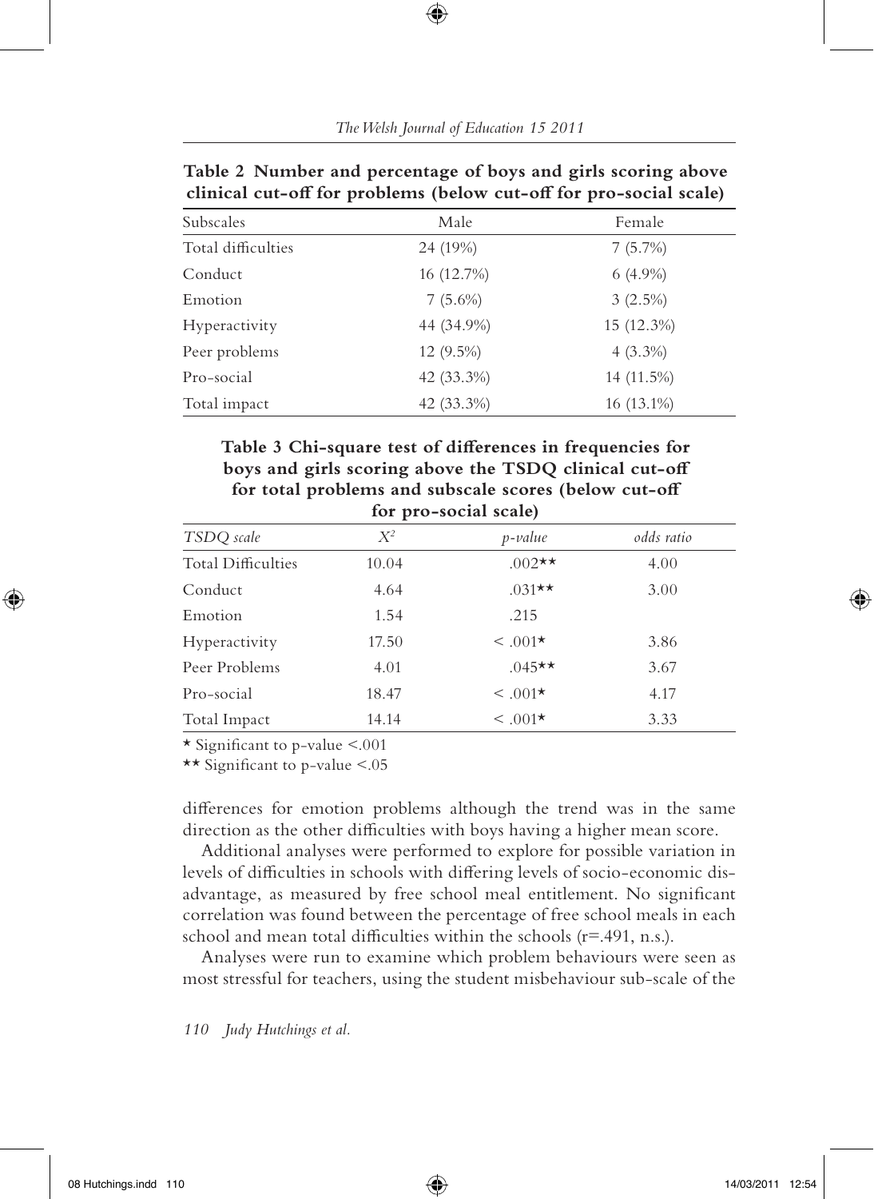**Table 2 Number and percentage of boys and girls scoring above clinical cut-off for problems (below cut-off for pro-social scale)**

| Subscales | Male | Female |
|---|---|---|
| Total difficulties | 24 (19%) | 7 (5.7%) |
| Conduct | 16 (12.7%) | 6 (4.9%) |
| Emotion | 7 (5.6%) | 3 (2.5%) |
| Hyperactivity | 44 (34.9%) | 15 (12.3%) |
| Peer problems | 12 (9.5%) | 4 (3.3%) |
| Pro-social | 42 (33.3%) | 14 (11.5%) |
| Total impact | 42 (33.3%) | 16 (13.1%) |

**Table 3 Chi-square test of differences in frequencies for boys and girls scoring above the TSDQ clinical cut-off for total problems and subscale scores (below cut-off for pro-social scale)**

| *TSDQ scale* | $X^2$ | *p-value* | *odds ratio* |
|---|---|---|---|
| Total Difficulties | 10.04 | .002** | 4.00 |
| Conduct | 4.64 | .031** | 3.00 |
| Emotion | 1.54 | .215 | |
| Hyperactivity | 17.50 | < .001* | 3.86 |
| Peer Problems | 4.01 | .045** | 3.67 |
| Pro-social | 18.47 | < .001* | 4.17 |
| Total Impact | 14.14 | < .001* | 3.33 |

* Significant to p-value <.001

** Significant to p-value <.05

differences for emotion problems although the trend was in the same direction as the other difficulties with boys having a higher mean score.

Additional analyses were performed to explore for possible variation in levels of difficulties in schools with differing levels of socio-economic disadvantage, as measured by free school meal entitlement. No significant correlation was found between the percentage of free school meals in each school and mean total difficulties within the schools (r=.491, n.s.).

Analyses were run to examine which problem behaviours were seen as most stressful for teachers, using the student misbehaviour sub-scale of the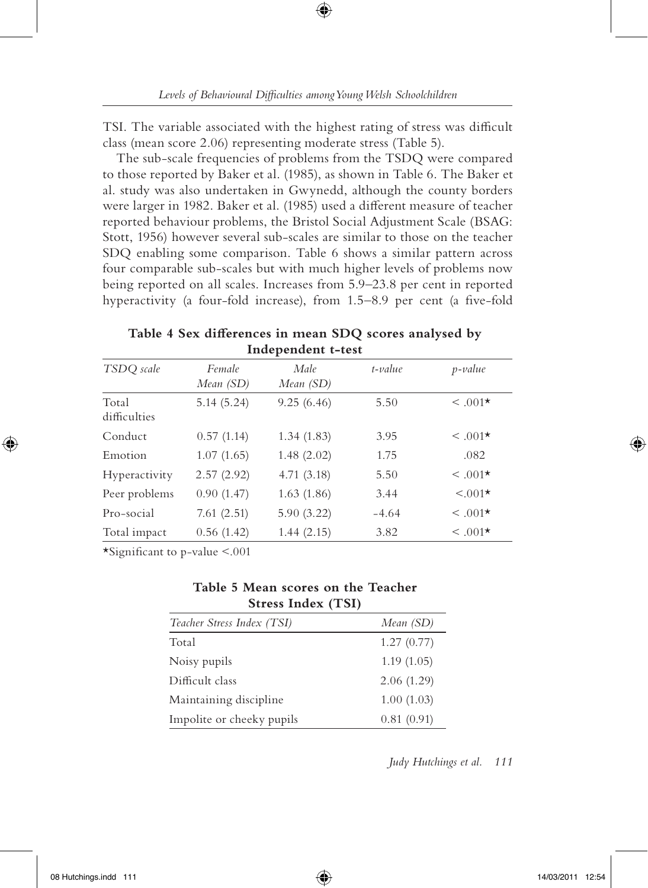TSI. The variable associated with the highest rating of stress was difficult class (mean score 2.06) representing moderate stress (Table 5).

The sub-scale frequencies of problems from the TSDQ were compared to those reported by Baker et al. (1985), as shown in Table 6. The Baker et al. study was also undertaken in Gwynedd, although the county borders were larger in 1982. Baker et al. (1985) used a different measure of teacher reported behaviour problems, the Bristol Social Adjustment Scale (BSAG: Stott, 1956) however several sub-scales are similar to those on the teacher SDQ enabling some comparison. Table 6 shows a similar pattern across four comparable sub-scales but with much higher levels of problems now being reported on all scales. Increases from 5.9–23.8 per cent in reported hyperactivity (a four-fold increase), from 1.5–8.9 per cent (a five-fold

**Table 4 Sex differences in mean SDQ scores analysed by Independent t-test**

| *TSDQ scale* | *Female Mean (SD)* | *Male Mean (SD)* | *t-value* | *p-value* |
|---|---|---|---|---|
| Total difficulties | 5.14 (5.24) | 9.25 (6.46) | 5.50 | < .001* |
| Conduct | 0.57 (1.14) | 1.34 (1.83) | 3.95 | < .001* |
| Emotion | 1.07 (1.65) | 1.48 (2.02) | 1.75 | .082 |
| Hyperactivity | 2.57 (2.92) | 4.71 (3.18) | 5.50 | < .001* |
| Peer problems | 0.90 (1.47) | 1.63 (1.86) | 3.44 | <.001* |
| Pro-social | 7.61 (2.51) | 5.90 (3.22) | -4.64 | < .001* |
| Total impact | 0.56 (1.42) | 1.44 (2.15) | 3.82 | < .001* |

*Significant to p-value <.001

**Table 5 Mean scores on the Teacher Stress Index (TSI)**

| *Teacher Stress Index (TSI)* | *Mean (SD)* |
|---|---|
| Total | 1.27 (0.77) |
| Noisy pupils | 1.19 (1.05) |
| Difficult class | 2.06 (1.29) |
| Maintaining discipline | 1.00 (1.03) |
| Impolite or cheeky pupils | 0.81 (0.91) |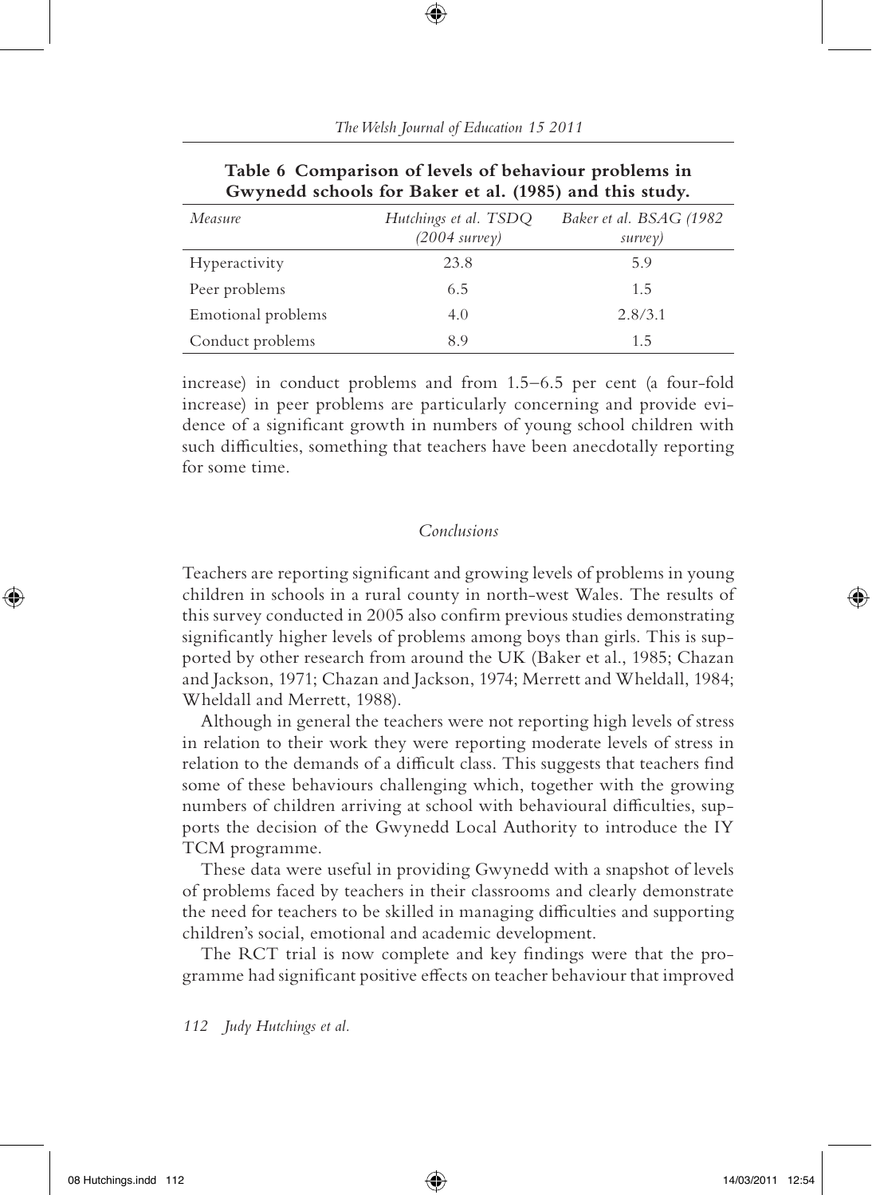**Table 6 Comparison of levels of behaviour problems in Gwynedd schools for Baker et al. (1985) and this study.**

| *Measure* | *Hutchings et al. TSDQ (2004 survey)* | *Baker et al. BSAG (1982 survey)* |
|---|---|---|
| Hyperactivity | 23.8 | 5.9 |
| Peer problems | 6.5 | 1.5 |
| Emotional problems | 4.0 | 2.8/3.1 |
| Conduct problems | 8.9 | 1.5 |

increase) in conduct problems and from 1.5–6.5 per cent (a four-fold increase) in peer problems are particularly concerning and provide evidence of a significant growth in numbers of young school children with such difficulties, something that teachers have been anecdotally reporting for some time.

## *Conclusions*

Teachers are reporting significant and growing levels of problems in young children in schools in a rural county in north-west Wales. The results of this survey conducted in 2005 also confirm previous studies demonstrating significantly higher levels of problems among boys than girls. This is supported by other research from around the UK (Baker et al., 1985; Chazan and Jackson, 1971; Chazan and Jackson, 1974; Merrett and Wheldall, 1984; Wheldall and Merrett, 1988).

Although in general the teachers were not reporting high levels of stress in relation to their work they were reporting moderate levels of stress in relation to the demands of a difficult class. This suggests that teachers find some of these behaviours challenging which, together with the growing numbers of children arriving at school with behavioural difficulties, supports the decision of the Gwynedd Local Authority to introduce the IY TCM programme.

These data were useful in providing Gwynedd with a snapshot of levels of problems faced by teachers in their classrooms and clearly demonstrate the need for teachers to be skilled in managing difficulties and supporting children's social, emotional and academic development.

The RCT trial is now complete and key findings were that the programme had significant positive effects on teacher behaviour that improved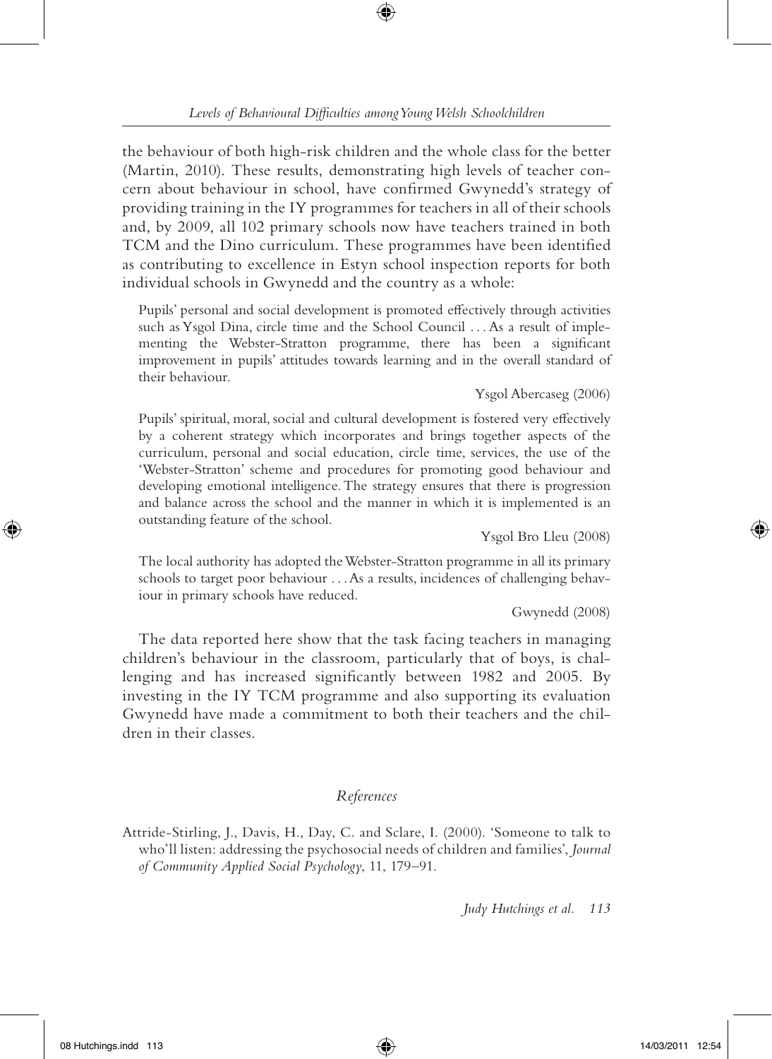the behaviour of both high-risk children and the whole class for the better (Martin, 2010). These results, demonstrating high levels of teacher concern about behaviour in school, have confirmed Gwynedd's strategy of providing training in the IY programmes for teachers in all of their schools and, by 2009, all 102 primary schools now have teachers trained in both TCM and the Dino curriculum. These programmes have been identified as contributing to excellence in Estyn school inspection reports for both individual schools in Gwynedd and the country as a whole:

> Pupils' personal and social development is promoted effectively through activities such as Ysgol Dina, circle time and the School Council . . . As a result of implementing the Webster-Stratton programme, there has been a significant improvement in pupils' attitudes towards learning and in the overall standard of their behaviour.
>
> Ysgol Abercaseg (2006)

> Pupils' spiritual, moral, social and cultural development is fostered very effectively by a coherent strategy which incorporates and brings together aspects of the curriculum, personal and social education, circle time, services, the use of the 'Webster-Stratton' scheme and procedures for promoting good behaviour and developing emotional intelligence. The strategy ensures that there is progression and balance across the school and the manner in which it is implemented is an outstanding feature of the school.
>
> Ysgol Bro Lleu (2008)

> The local authority has adopted the Webster-Stratton programme in all its primary schools to target poor behaviour . . . As a results, incidences of challenging behaviour in primary schools have reduced.
>
> Gwynedd (2008)

The data reported here show that the task facing teachers in managing children's behaviour in the classroom, particularly that of boys, is challenging and has increased significantly between 1982 and 2005. By investing in the IY TCM programme and also supporting its evaluation Gwynedd have made a commitment to both their teachers and the children in their classes.

## *References*

Attride-Stirling, J., Davis, H., Day, C. and Sclare, I. (2000). 'Someone to talk to who'll listen: addressing the psychosocial needs of children and families', *Journal of Community Applied Social Psychology*, 11, 179–91.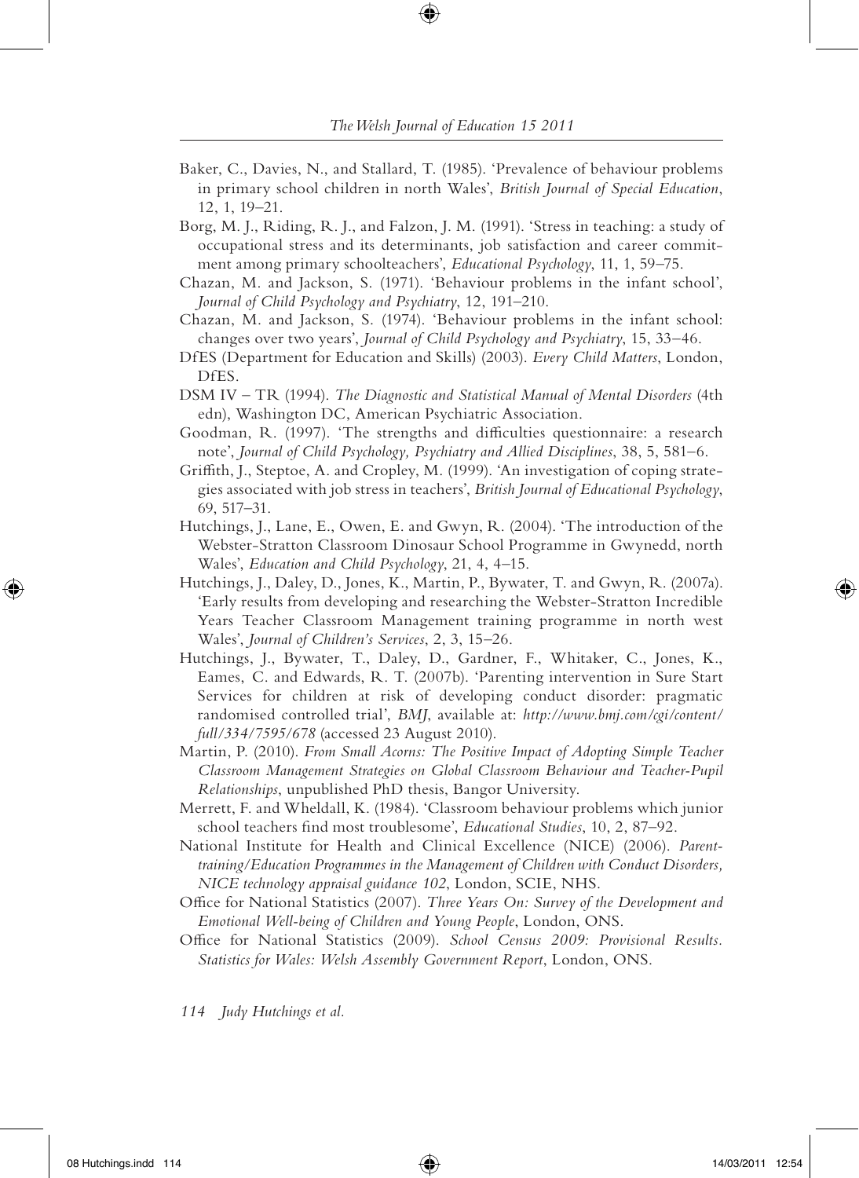Baker, C., Davies, N., and Stallard, T. (1985). 'Prevalence of behaviour problems in primary school children in north Wales', *British Journal of Special Education*, 12, 1, 19–21.

Borg, M. J., Riding, R. J., and Falzon, J. M. (1991). 'Stress in teaching: a study of occupational stress and its determinants, job satisfaction and career commitment among primary schoolteachers', *Educational Psychology*, 11, 1, 59–75.

Chazan, M. and Jackson, S. (1971). 'Behaviour problems in the infant school', *Journal of Child Psychology and Psychiatry*, 12, 191–210.

Chazan, M. and Jackson, S. (1974). 'Behaviour problems in the infant school: changes over two years', *Journal of Child Psychology and Psychiatry*, 15, 33–46.

DfES (Department for Education and Skills) (2003). *Every Child Matters*, London, DfES.

DSM IV – TR (1994). *The Diagnostic and Statistical Manual of Mental Disorders* (4th edn), Washington DC, American Psychiatric Association.

Goodman, R. (1997). 'The strengths and difficulties questionnaire: a research note', *Journal of Child Psychology, Psychiatry and Allied Disciplines*, 38, 5, 581–6.

Griffith, J., Steptoe, A. and Cropley, M. (1999). 'An investigation of coping strategies associated with job stress in teachers', *British Journal of Educational Psychology*, 69, 517–31.

Hutchings, J., Lane, E., Owen, E. and Gwyn, R. (2004). 'The introduction of the Webster-Stratton Classroom Dinosaur School Programme in Gwynedd, north Wales', *Education and Child Psychology*, 21, 4, 4–15.

Hutchings, J., Daley, D., Jones, K., Martin, P., Bywater, T. and Gwyn, R. (2007a). 'Early results from developing and researching the Webster-Stratton Incredible Years Teacher Classroom Management training programme in north west Wales', *Journal of Children's Services*, 2, 3, 15–26.

Hutchings, J., Bywater, T., Daley, D., Gardner, F., Whitaker, C., Jones, K., Eames, C. and Edwards, R. T. (2007b). 'Parenting intervention in Sure Start Services for children at risk of developing conduct disorder: pragmatic randomised controlled trial', *BMJ*, available at: *http://www.bmj.com/cgi/content/full/334/7595/678* (accessed 23 August 2010).

Martin, P. (2010). *From Small Acorns: The Positive Impact of Adopting Simple Teacher Classroom Management Strategies on Global Classroom Behaviour and Teacher-Pupil Relationships*, unpublished PhD thesis, Bangor University.

Merrett, F. and Wheldall, K. (1984). 'Classroom behaviour problems which junior school teachers find most troublesome', *Educational Studies*, 10, 2, 87–92.

National Institute for Health and Clinical Excellence (NICE) (2006). *Parent-training/Education Programmes in the Management of Children with Conduct Disorders, NICE technology appraisal guidance 102*, London, SCIE, NHS.

Office for National Statistics (2007). *Three Years On: Survey of the Development and Emotional Well-being of Children and Young People*, London, ONS.

Office for National Statistics (2009). *School Census 2009: Provisional Results. Statistics for Wales: Welsh Assembly Government Report*, London, ONS.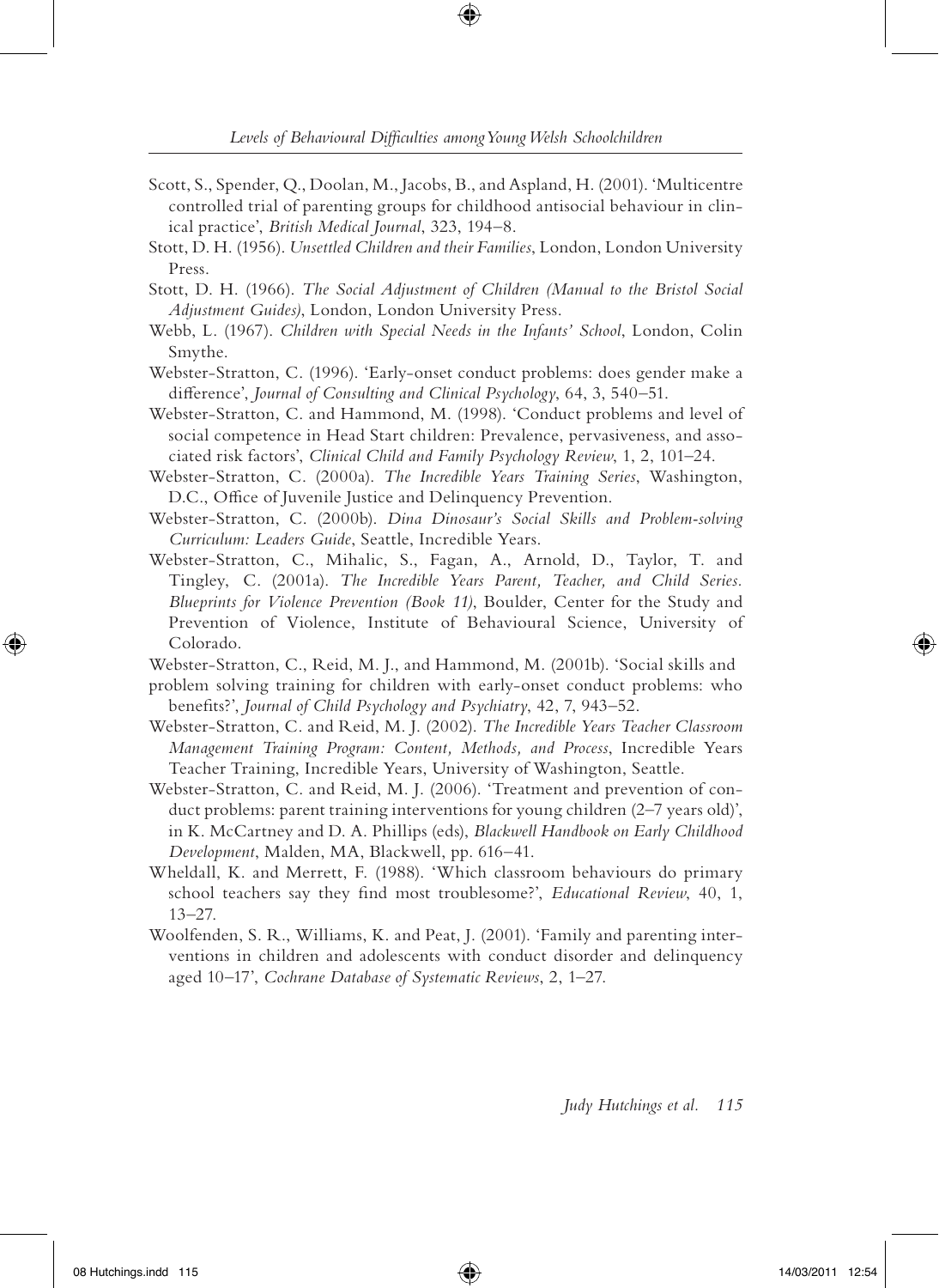Scott, S., Spender, Q., Doolan, M., Jacobs, B., and Aspland, H. (2001). 'Multicentre controlled trial of parenting groups for childhood antisocial behaviour in clinical practice', *British Medical Journal*, 323, 194–8.

Stott, D. H. (1956). *Unsettled Children and their Families*, London, London University Press.

Stott, D. H. (1966). *The Social Adjustment of Children (Manual to the Bristol Social Adjustment Guides)*, London, London University Press.

Webb, L. (1967). *Children with Special Needs in the Infants' School*, London, Colin Smythe.

Webster-Stratton, C. (1996). 'Early-onset conduct problems: does gender make a difference', *Journal of Consulting and Clinical Psychology*, 64, 3, 540–51.

Webster-Stratton, C. and Hammond, M. (1998). 'Conduct problems and level of social competence in Head Start children: Prevalence, pervasiveness, and associated risk factors', *Clinical Child and Family Psychology Review*, 1, 2, 101–24.

Webster-Stratton, C. (2000a). *The Incredible Years Training Series*, Washington, D.C., Office of Juvenile Justice and Delinquency Prevention.

Webster-Stratton, C. (2000b). *Dina Dinosaur's Social Skills and Problem-solving Curriculum: Leaders Guide*, Seattle, Incredible Years.

Webster-Stratton, C., Mihalic, S., Fagan, A., Arnold, D., Taylor, T. and Tingley, C. (2001a). *The Incredible Years Parent, Teacher, and Child Series. Blueprints for Violence Prevention (Book 11)*, Boulder, Center for the Study and Prevention of Violence, Institute of Behavioural Science, University of Colorado.

Webster-Stratton, C., Reid, M. J., and Hammond, M. (2001b). 'Social skills and problem solving training for children with early-onset conduct problems: who benefits?', *Journal of Child Psychology and Psychiatry*, 42, 7, 943–52.

Webster-Stratton, C. and Reid, M. J. (2002). *The Incredible Years Teacher Classroom Management Training Program: Content, Methods, and Process*, Incredible Years Teacher Training, Incredible Years, University of Washington, Seattle.

Webster-Stratton, C. and Reid, M. J. (2006). 'Treatment and prevention of conduct problems: parent training interventions for young children (2–7 years old)', in K. McCartney and D. A. Phillips (eds), *Blackwell Handbook on Early Childhood Development*, Malden, MA, Blackwell, pp. 616–41.

Wheldall, K. and Merrett, F. (1988). 'Which classroom behaviours do primary school teachers say they find most troublesome?', *Educational Review*, 40, 1, 13–27.

Woolfenden, S. R., Williams, K. and Peat, J. (2001). 'Family and parenting interventions in children and adolescents with conduct disorder and delinquency aged 10–17', *Cochrane Database of Systematic Reviews*, 2, 1–27.